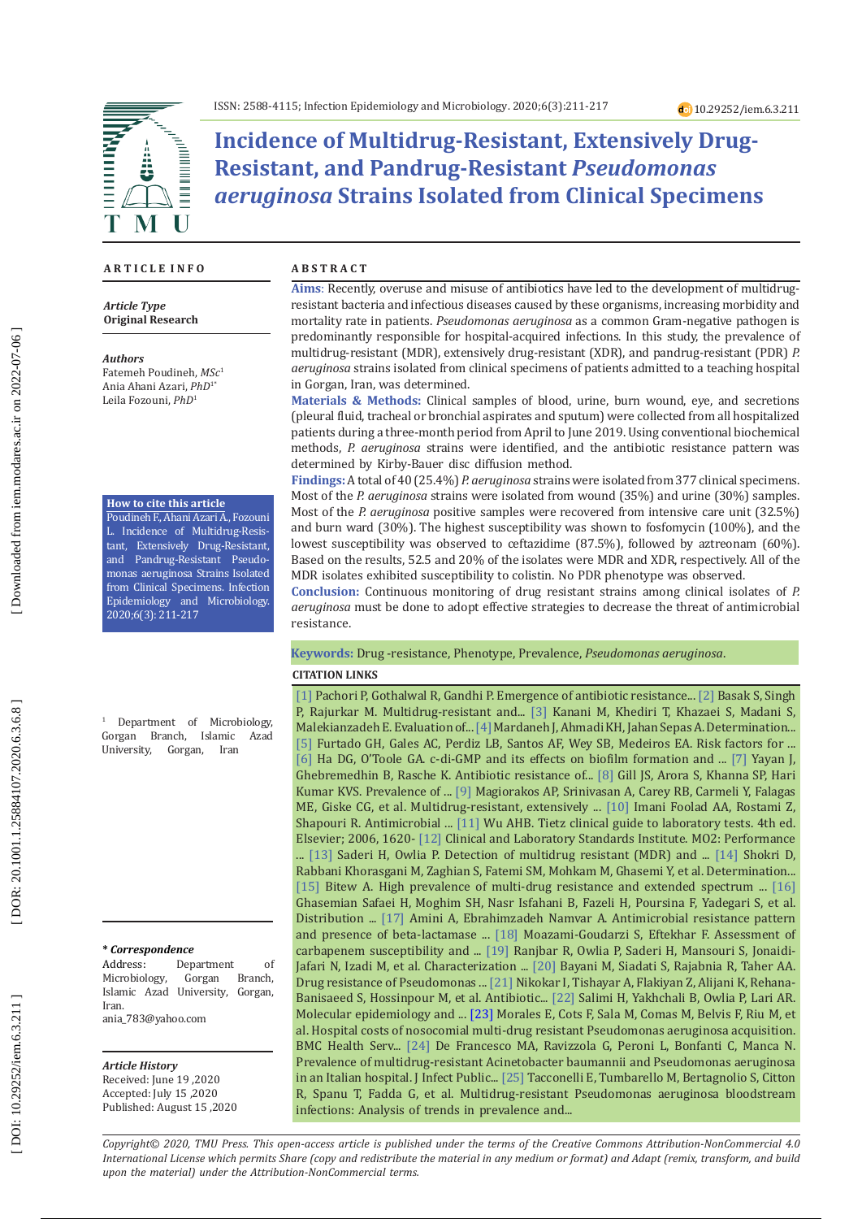ISSN: 2588-4115; Infection Epidemiology and Microbiology. 2020;6(3):211-217

10.29252/iem.6.3.211

# Incidence of Multidrug-Resistant, Extensively Drug-Resistant, and Pandrug-Resistant *Pseudomonas aeruginosa* Strains Isolated from Clinical Specimens

## ARTICLE INFO

***Article Type***
**Original Research**

***Authors***
Fatemeh Poudineh, *MSc*[1]
Ania Ahani Azari, *PhD*[1*]
Leila Fozouni, *PhD*[1]

**How to cite this article**
Poudineh F, Ahani Azari A., Fozouni L. Incidence of Multidrug-Resistant, Extensively Drug-Resistant, and Pandrug-Resistant Pseudomonas aeruginosa Strains Isolated from Clinical Specimens. Infection Epidemiology and Microbiology. 2020;6(3): 211-217

[1] Department of Microbiology, Gorgan Branch, Islamic Azad University, Gorgan, Iran

***\* Correspondence***
Address: Department of Microbiology, Gorgan Branch, Islamic Azad University, Gorgan, Iran.
ania_783@yahoo.com

***Article History***
Received: June 19 ,2020
Accepted: July 15 ,2020
Published: August 15 ,2020

## ABSTRACT

**Aims**: Recently, overuse and misuse of antibiotics have led to the development of multidrug-resistant bacteria and infectious diseases caused by these organisms, increasing morbidity and mortality rate in patients. *Pseudomonas aeruginosa* as a common Gram-negative pathogen is predominantly responsible for hospital-acquired infections. In this study, the prevalence of multidrug-resistant (MDR), extensively drug-resistant (XDR), and pandrug-resistant (PDR) *P. aeruginosa* strains isolated from clinical specimens of patients admitted to a teaching hospital in Gorgan, Iran, was determined.

**Materials & Methods:** Clinical samples of blood, urine, burn wound, eye, and secretions (pleural fluid, tracheal or bronchial aspirates and sputum) were collected from all hospitalized patients during a three-month period from April to June 2019. Using conventional biochemical methods, *P. aeruginosa* strains were identified, and the antibiotic resistance pattern was determined by Kirby-Bauer disc diffusion method.

**Findings:** A total of 40 (25.4%) *P. aeruginosa* strains were isolated from 377 clinical specimens. Most of the *P. aeruginosa* strains were isolated from wound (35%) and urine (30%) samples. Most of the *P. aeruginosa* positive samples were recovered from intensive care unit (32.5%) and burn ward (30%). The highest susceptibility was shown to fosfomycin (100%), and the lowest susceptibility was observed to ceftazidime (87.5%), followed by aztreonam (60%). Based on the results, 52.5 and 20% of the isolates were MDR and XDR, respectively. All of the MDR isolates exhibited susceptibility to colistin. No PDR phenotype was observed.

**Conclusion:** Continuous monitoring of drug resistant strains among clinical isolates of *P. aeruginosa* must be done to adopt effective strategies to decrease the threat of antimicrobial resistance.

**Keywords:** Drug -resistance, Phenotype, Prevalence, *Pseudomonas aeruginosa*.

## CITATION LINKS

[1] Pachori P, Gothalwal R, Gandhi P. Emergence of antibiotic resistance... [2] Basak S, Singh P, Rajurkar M. Multidrug-resistant and... [3] Kanani M, Khediri T, Khazaei S, Madani S, Malekianzadeh E. Evaluation of... [4] Mardaneh J, Ahmadi KH, Jahan Sepas A. Determination... [5] Furtado GH, Gales AC, Perdiz LB, Santos AF, Wey SB, Medeiros EA. Risk factors for ... [6] Ha DG, O'Toole GA. c-di-GMP and its effects on biofilm formation and ... [7] Yayan J, Ghebremedhin B, Rasche K. Antibiotic resistance of... [8] Gill JS, Arora S, Khanna SP, Hari Kumar KVS. Prevalence of ... [9] Magiorakos AP, Srinivasan A, Carey RB, Carmeli Y, Falagas ME, Giske CG, et al. Multidrug-resistant, extensively ... [10] Imani Foolad AA, Rostami Z, Shapouri R. Antimicrobial ... [11] Wu AHB. Tietz clinical guide to laboratory tests. 4th ed. Elsevier; 2006, 1620- [12] Clinical and Laboratory Standards Institute. M02: Performance ... [13] Saderi H, Owlia P. Detection of multidrug resistant (MDR) and ... [14] Shokri D, Rabbani Khorasgani M, Zaghian S, Fatemi SM, Mohkam M, Ghasemi Y, et al. Determination... [15] Bitew A. High prevalence of multi-drug resistance and extended spectrum ... [16] Ghasemian Safaei H, Moghim SH, Nasr Isfahani B, Fazeli H, Poursina F, Yadegari S, et al. Distribution ... [17] Amini A, Ebrahimzadeh Namvar A. Antimicrobial resistance pattern and presence of beta-lactamase ... [18] Moazami-Goudarzi S, Eftekhar F. Assessment of carbapenem susceptibility and ... [19] Ranjbar R, Owlia P, Saderi H, Mansouri S, Jonaidi-Jafari N, Izadi M, et al. Characterization ... [20] Bayani M, Siadati S, Rajabnia R, Taher AA. Drug resistance of Pseudomonas ... [21] Nikokar I, Tishayar A, Flakiyan Z, Alijani K, Rehana-Banisaeed S, Hossinpour M, et al. Antibiotic... [22] Salimi H, Yakhchali B, Owlia P, Lari AR. Molecular epidemiology and ... [23] Morales E, Cots F, Sala M, Comas M, Belvis F, Riu M, et al. Hospital costs of nosocomial multi-drug resistant Pseudomonas aeruginosa acquisition. BMC Health Serv... [24] De Francesco MA, Ravizzola G, Peroni L, Bonfanti C, Manca N. Prevalence of multidrug-resistant Acinetobacter baumannii and Pseudomonas aeruginosa in an Italian hospital. J Infect Public... [25] Tacconelli E, Tumbarello M, Bertagnolio S, Citton R, Spanu T, Fadda G, et al. Multidrug-resistant Pseudomonas aeruginosa bloodstream infections: Analysis of trends in prevalence and...

*Copyright© 2020, TMU Press. This open-access article is published under the terms of the Creative Commons Attribution-NonCommercial 4.0 International License which permits Share (copy and redistribute the material in any medium or format) and Adapt (remix, transform, and build upon the material) under the Attribution-NonCommercial terms.*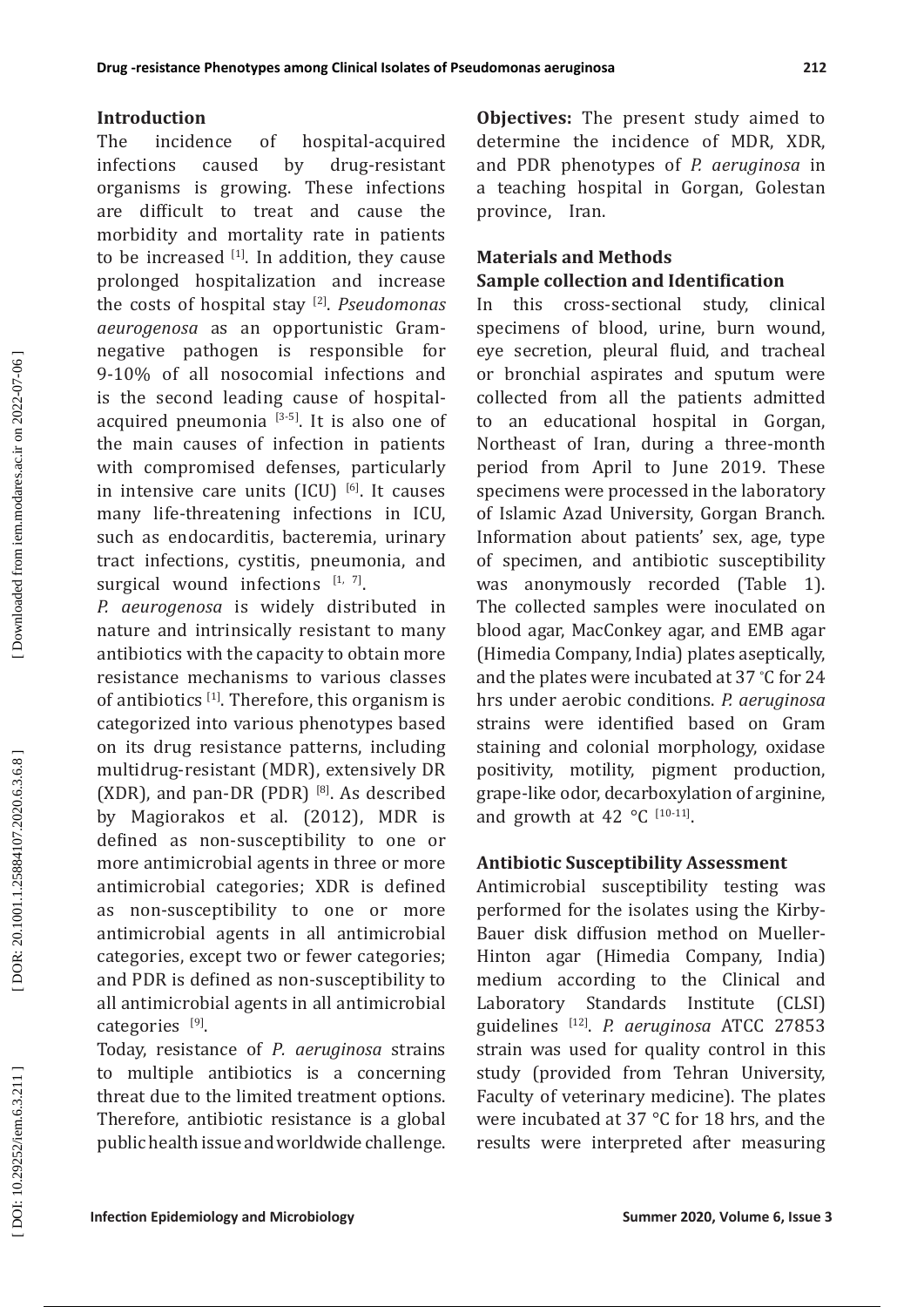## Introduction

The incidence of hospital-acquired infections caused by drug-resistant organisms is growing. These infections are difficult to treat and cause the morbidity and mortality rate in patients to be increased [1]. In addition, they cause prolonged hospitalization and increase the costs of hospital stay [2]. *Pseudomonas aeurogenosa* as an opportunistic Gram-negative pathogen is responsible for 9-10% of all nosocomial infections and is the second leading cause of hospital-acquired pneumonia [3-5]. It is also one of the main causes of infection in patients with compromised defenses, particularly in intensive care units (ICU) [6]. It causes many life-threatening infections in ICU, such as endocarditis, bacteremia, urinary tract infections, cystitis, pneumonia, and surgical wound infections [1, 7].

*P. aeurogenosa* is widely distributed in nature and intrinsically resistant to many antibiotics with the capacity to obtain more resistance mechanisms to various classes of antibiotics [1]. Therefore, this organism is categorized into various phenotypes based on its drug resistance patterns, including multidrug-resistant (MDR), extensively DR (XDR), and pan-DR (PDR) [8]. As described by Magiorakos et al. (2012), MDR is defined as non-susceptibility to one or more antimicrobial agents in three or more antimicrobial categories; XDR is defined as non-susceptibility to one or more antimicrobial agents in all antimicrobial categories, except two or fewer categories; and PDR is defined as non-susceptibility to all antimicrobial agents in all antimicrobial categories [9].

Today, resistance of *P. aeruginosa* strains to multiple antibiotics is a concerning threat due to the limited treatment options. Therefore, antibiotic resistance is a global public health issue and worldwide challenge.

**Objectives:** The present study aimed to determine the incidence of MDR, XDR, and PDR phenotypes of *P. aeruginosa* in a teaching hospital in Gorgan, Golestan province, Iran.

## Materials and Methods

### Sample collection and Identification

In this cross-sectional study, clinical specimens of blood, urine, burn wound, eye secretion, pleural fluid, and tracheal or bronchial aspirates and sputum were collected from all the patients admitted to an educational hospital in Gorgan, Northeast of Iran, during a three-month period from April to June 2019. These specimens were processed in the laboratory of Islamic Azad University, Gorgan Branch. Information about patients' sex, age, type of specimen, and antibiotic susceptibility was anonymously recorded (Table 1). The collected samples were inoculated on blood agar, MacConkey agar, and EMB agar (Himedia Company, India) plates aseptically, and the plates were incubated at 37 °C for 24 hrs under aerobic conditions. *P. aeruginosa* strains were identified based on Gram staining and colonial morphology, oxidase positivity, motility, pigment production, grape-like odor, decarboxylation of arginine, and growth at 42 °C [10-11].

### Antibiotic Susceptibility Assessment

Antimicrobial susceptibility testing was performed for the isolates using the Kirby-Bauer disk diffusion method on Mueller-Hinton agar (Himedia Company, India) medium according to the Clinical and Laboratory Standards Institute (CLSI) guidelines [12]. *P. aeruginosa* ATCC 27853 strain was used for quality control in this study (provided from Tehran University, Faculty of veterinary medicine). The plates were incubated at 37 °C for 18 hrs, and the results were interpreted after measuring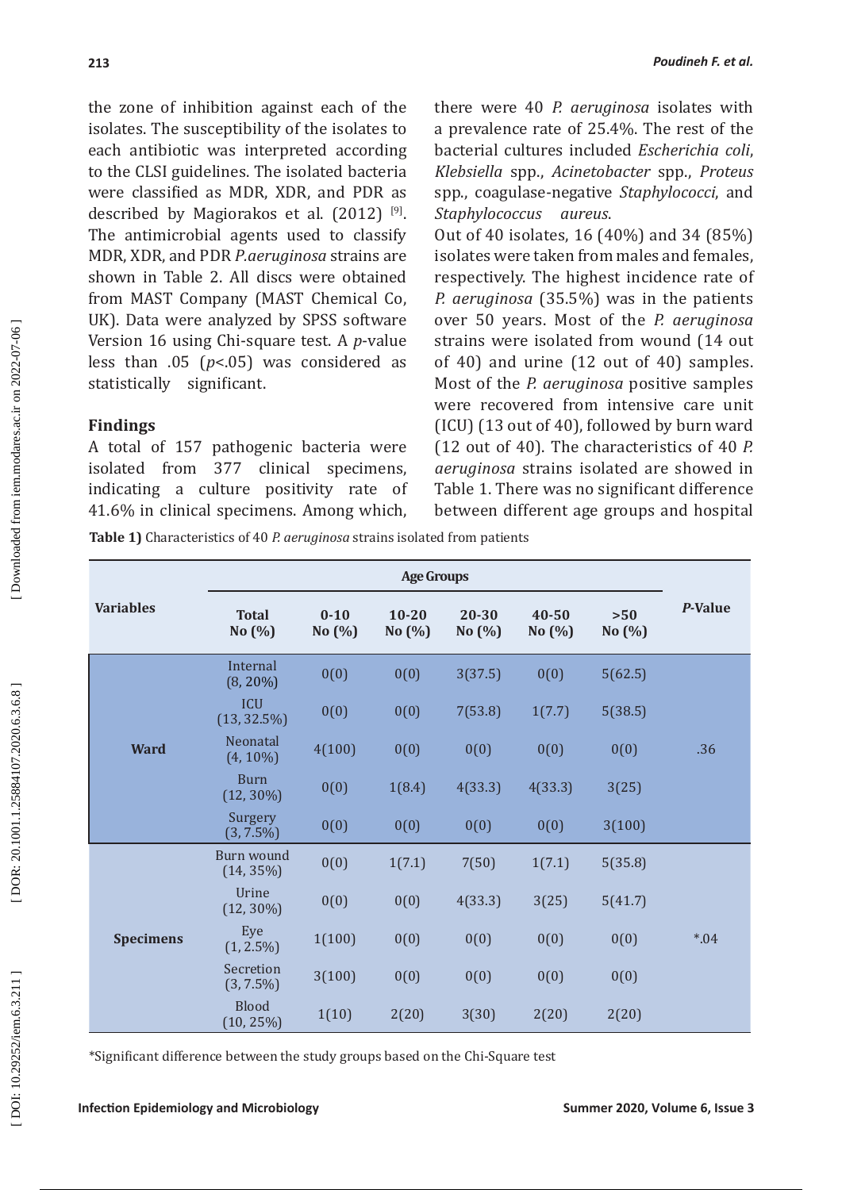the zone of inhibition against each of the isolates. The susceptibility of the isolates to each antibiotic was interpreted according to the CLSI guidelines. The isolated bacteria were classified as MDR, XDR, and PDR as described by Magiorakos et al. (2012) [9]. The antimicrobial agents used to classify MDR, XDR, and PDR *P.aeruginosa* strains are shown in Table 2. All discs were obtained from MAST Company (MAST Chemical Co, UK). Data were analyzed by SPSS software Version 16 using Chi-square test. A *p*-value less than .05 ($p$<.05) was considered as statistically significant.

## Findings

A total of 157 pathogenic bacteria were isolated from 377 clinical specimens, indicating a culture positivity rate of 41.6% in clinical specimens. Among which, there were 40 *P. aeruginosa* isolates with a prevalence rate of 25.4%. The rest of the bacterial cultures included *Escherichia coli*, *Klebsiella* spp., *Acinetobacter* spp., *Proteus* spp., coagulase-negative *Staphylococci*, and *Staphylococcus aureus*.

Out of 40 isolates, 16 (40%) and 34 (85%) isolates were taken from males and females, respectively. The highest incidence rate of *P. aeruginosa* (35.5%) was in the patients over 50 years. Most of the *P. aeruginosa* strains were isolated from wound (14 out of 40) and urine (12 out of 40) samples. Most of the *P. aeruginosa* positive samples were recovered from intensive care unit (ICU) (13 out of 40), followed by burn ward (12 out of 40). The characteristics of 40 *P. aeruginosa* strains isolated are showed in Table 1. There was no significant difference between different age groups and hospital

**Table 1)** Characteristics of 40 *P. aeruginosa* strains isolated from patients

| Variables | | Age Groups | | | | | | *P*-Value |
|---|---|---|---|---|---|---|---|---|
| | | **Total No (%)** | **0-10 No (%)** | **10-20 No (%)** | **20-30 No (%)** | **40-50 No (%)** | **>50 No (%)** | |
| **Ward** | Internal (8, 20%) | | 0(0) | 0(0) | 3(37.5) | 0(0) | 5(62.5) | .36 |
| | ICU (13, 32.5%) | | 0(0) | 0(0) | 7(53.8) | 1(7.7) | 5(38.5) | |
| | Neonatal (4, 10%) | | 4(100) | 0(0) | 0(0) | 0(0) | 0(0) | |
| | Burn (12, 30%) | | 0(0) | 1(8.4) | 4(33.3) | 4(33.3) | 3(25) | |
| | Surgery (3, 7.5%) | | 0(0) | 0(0) | 0(0) | 0(0) | 3(100) | |
| **Specimens** | Burn wound (14, 35%) | | 0(0) | 1(7.1) | 7(50) | 1(7.1) | 5(35.8) | *.04 |
| | Urine (12, 30%) | | 0(0) | 0(0) | 4(33.3) | 3(25) | 5(41.7) | |
| | Eye (1, 2.5%) | | 1(100) | 0(0) | 0(0) | 0(0) | 0(0) | |
| | Secretion (3, 7.5%) | | 3(100) | 0(0) | 0(0) | 0(0) | 0(0) | |
| | Blood (10, 25%) | | 1(10) | 2(20) | 3(30) | 2(20) | 2(20) | |

*Significant difference between the study groups based on the Chi-Square test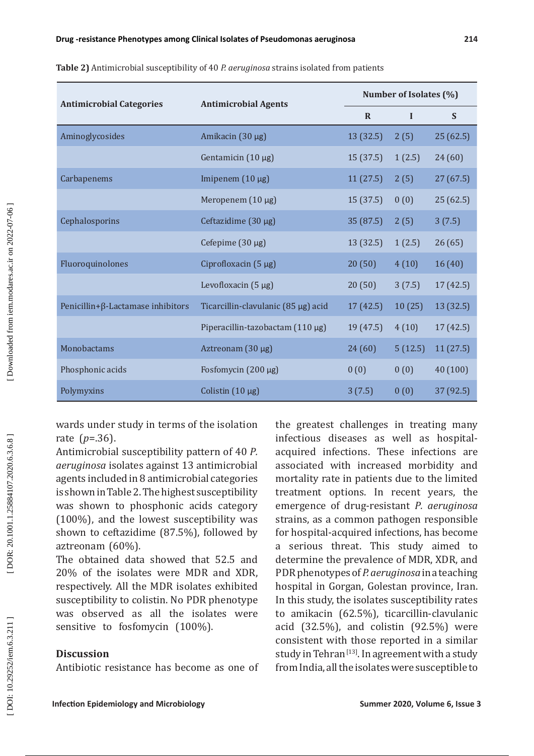**Table 2)** Antimicrobial susceptibility of 40 *P. aeruginosa* strains isolated from patients

| Antimicrobial Categories | Antimicrobial Agents | Number of Isolates (%) | | |
|---|---|---|---|---|
| | | R | I | S |
| Aminoglycosides | Amikacin (30 µg) | 13 (32.5) | 2 (5) | 25 (62.5) |
| | Gentamicin (10 µg) | 15 (37.5) | 1 (2.5) | 24 (60) |
| Carbapenems | Imipenem (10 µg) | 11 (27.5) | 2 (5) | 27 (67.5) |
| | Meropenem (10 µg) | 15 (37.5) | 0 (0) | 25 (62.5) |
| Cephalosporins | Ceftazidime (30 µg) | 35 (87.5) | 2 (5) | 3 (7.5) |
| | Cefepime (30 µg) | 13 (32.5) | 1 (2.5) | 26 (65) |
| Fluoroquinolones | Ciprofloxacin (5 µg) | 20 (50) | 4 (10) | 16 (40) |
| | Levofloxacin (5 µg) | 20 (50) | 3 (7.5) | 17 (42.5) |
| Penicillin+β-Lactamase inhibitors | Ticarcillin-clavulanic (85 µg) acid | 17 (42.5) | 10 (25) | 13 (32.5) |
| | Piperacillin-tazobactam (110 µg) | 19 (47.5) | 4 (10) | 17 (42.5) |
| Monobactams | Aztreonam (30 µg) | 24 (60) | 5 (12.5) | 11 (27.5) |
| Phosphonic acids | Fosfomycin (200 µg) | 0 (0) | 0 (0) | 40 (100) |
| Polymyxins | Colistin (10 µg) | 3 (7.5) | 0 (0) | 37 (92.5) |

wards under study in terms of the isolation rate ($p$=.36).

Antimicrobial susceptibility pattern of 40 *P. aeruginosa* isolates against 13 antimicrobial agents included in 8 antimicrobial categories is shown in Table 2. The highest susceptibility was shown to phosphonic acids category (100%), and the lowest susceptibility was shown to ceftazidime (87.5%), followed by aztreonam (60%).

The obtained data showed that 52.5 and 20% of the isolates were MDR and XDR, respectively. All the MDR isolates exhibited susceptibility to colistin. No PDR phenotype was observed as all the isolates were sensitive to fosfomycin (100%).

## Discussion

Antibiotic resistance has become as one of the greatest challenges in treating many infectious diseases as well as hospital-acquired infections. These infections are associated with increased morbidity and mortality rate in patients due to the limited treatment options. In recent years, the emergence of drug-resistant *P. aeruginosa* strains, as a common pathogen responsible for hospital-acquired infections, has become a serious threat. This study aimed to determine the prevalence of MDR, XDR, and PDR phenotypes of *P. aeruginosa* in a teaching hospital in Gorgan, Golestan province, Iran. In this study, the isolates susceptibility rates to amikacin (62.5%), ticarcillin-clavulanic acid (32.5%), and colistin (92.5%) were consistent with those reported in a similar study in Tehran [13]. In agreement with a study from India, all the isolates were susceptible to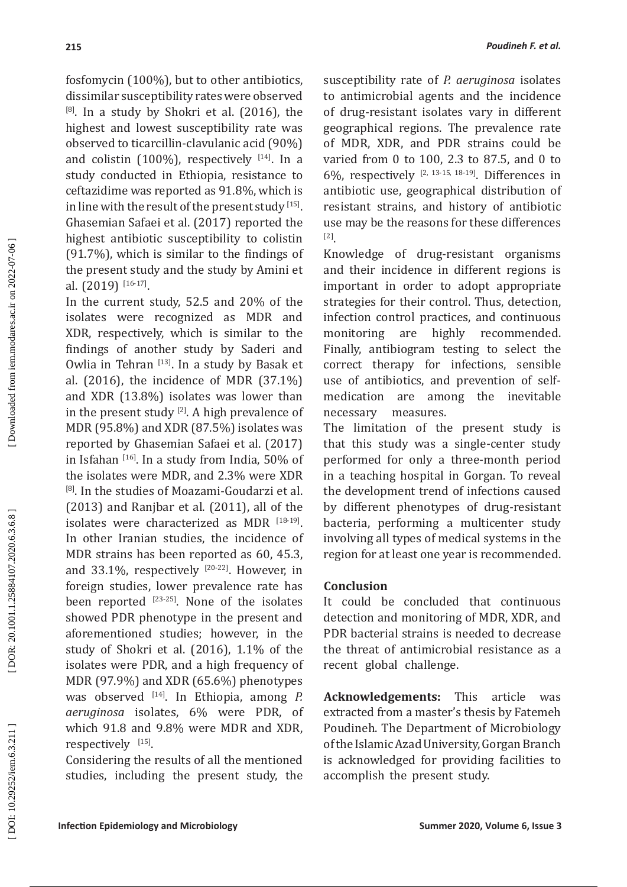fosfomycin (100%), but to other antibiotics, dissimilar susceptibility rates were observed [8]. In a study by Shokri et al. (2016), the highest and lowest susceptibility rate was observed to ticarcillin-clavulanic acid (90%) and colistin (100%), respectively [14]. In a study conducted in Ethiopia, resistance to ceftazidime was reported as 91.8%, which is in line with the result of the present study [15]. Ghasemian Safaei et al. (2017) reported the highest antibiotic susceptibility to colistin (91.7%), which is similar to the findings of the present study and the study by Amini et al. (2019) [16-17].

In the current study, 52.5 and 20% of the isolates were recognized as MDR and XDR, respectively, which is similar to the findings of another study by Saderi and Owlia in Tehran [13]. In a study by Basak et al. (2016), the incidence of MDR (37.1%) and XDR (13.8%) isolates was lower than in the present study [2]. A high prevalence of MDR (95.8%) and XDR (87.5%) isolates was reported by Ghasemian Safaei et al. (2017) in Isfahan [16]. In a study from India, 50% of the isolates were MDR, and 2.3% were XDR [8]. In the studies of Moazami-Goudarzi et al. (2013) and Ranjbar et al. (2011), all of the isolates were characterized as MDR [18-19]. In other Iranian studies, the incidence of MDR strains has been reported as 60, 45.3, and 33.1%, respectively [20-22]. However, in foreign studies, lower prevalence rate has been reported [23-25]. None of the isolates showed PDR phenotype in the present and aforementioned studies; however, in the study of Shokri et al. (2016), 1.1% of the isolates were PDR, and a high frequency of MDR (97.9%) and XDR (65.6%) phenotypes was observed [14]. In Ethiopia, among *P. aeruginosa* isolates, 6% were PDR, of which 91.8 and 9.8% were MDR and XDR, respectively [15].

Considering the results of all the mentioned studies, including the present study, the susceptibility rate of *P. aeruginosa* isolates to antimicrobial agents and the incidence of drug-resistant isolates vary in different geographical regions. The prevalence rate of MDR, XDR, and PDR strains could be varied from 0 to 100, 2.3 to 87.5, and 0 to 6%, respectively [2, 13-15, 18-19]. Differences in antibiotic use, geographical distribution of resistant strains, and history of antibiotic use may be the reasons for these differences [2].

Knowledge of drug-resistant organisms and their incidence in different regions is important in order to adopt appropriate strategies for their control. Thus, detection, infection control practices, and continuous monitoring are highly recommended. Finally, antibiogram testing to select the correct therapy for infections, sensible use of antibiotics, and prevention of self-medication are among the inevitable necessary measures.

The limitation of the present study is that this study was a single-center study performed for only a three-month period in a teaching hospital in Gorgan. To reveal the development trend of infections caused by different phenotypes of drug-resistant bacteria, performing a multicenter study involving all types of medical systems in the region for at least one year is recommended.

## Conclusion

It could be concluded that continuous detection and monitoring of MDR, XDR, and PDR bacterial strains is needed to decrease the threat of antimicrobial resistance as a recent global challenge.

**Acknowledgements:** This article was extracted from a master's thesis by Fatemeh Poudineh. The Department of Microbiology of the Islamic Azad University, Gorgan Branch is acknowledged for providing facilities to accomplish the present study.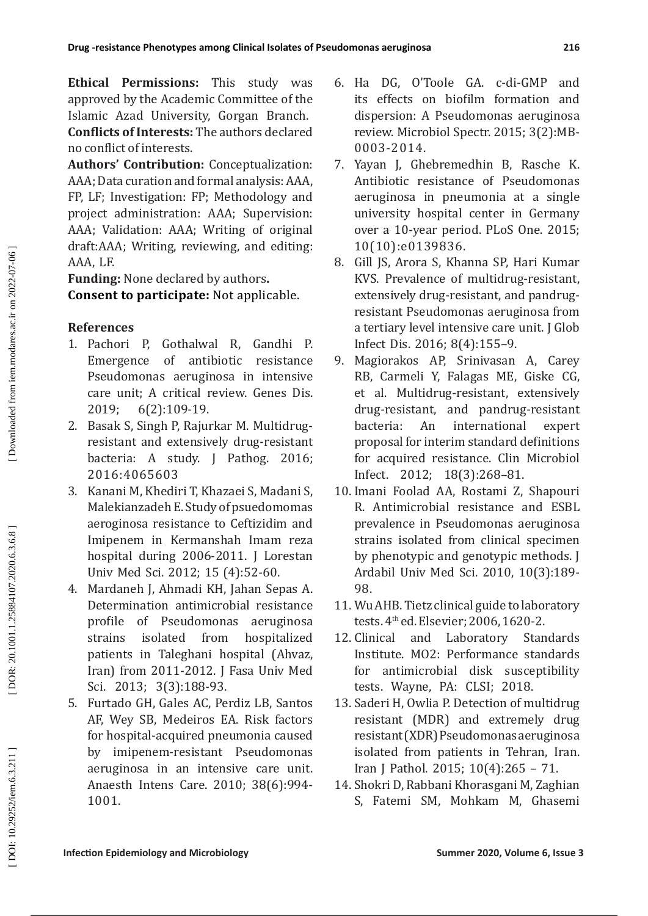**Ethical Permissions:** This study was approved by the Academic Committee of the Islamic Azad University, Gorgan Branch.

**Conflicts of Interests:** The authors declared no conflict of interests.

**Authors' Contribution:** Conceptualization: AAA; Data curation and formal analysis: AAA, FP, LF; Investigation: FP; Methodology and project administration: AAA; Supervision: AAA; Validation: AAA; Writing of original draft:AAA; Writing, reviewing, and editing: AAA, LF.

**Funding:** None declared by authors**.**

**Consent to participate:** Not applicable.

## References

1. Pachori P, Gothalwal R, Gandhi P. Emergence of antibiotic resistance Pseudomonas aeruginosa in intensive care unit; A critical review. Genes Dis. 2019; 6(2):109-19.
2. Basak S, Singh P, Rajurkar M. Multidrug-resistant and extensively drug-resistant bacteria: A study. J Pathog. 2016; 2016:4065603
3. Kanani M, Khediri T, Khazaei S, Madani S, Malekianzadeh E. Study of psuedomomas aeroginosa resistance to Ceftizidim and Imipenem in Kermanshah Imam reza hospital during 2006-2011. J Lorestan Univ Med Sci. 2012; 15 (4):52-60.
4. Mardaneh J, Ahmadi KH, Jahan Sepas A. Determination antimicrobial resistance profile of Pseudomonas aeruginosa strains isolated from hospitalized patients in Taleghani hospital (Ahvaz, Iran) from 2011-2012. J Fasa Univ Med Sci. 2013; 3(3):188-93.
5. Furtado GH, Gales AC, Perdiz LB, Santos AF, Wey SB, Medeiros EA. Risk factors for hospital-acquired pneumonia caused by imipenem-resistant Pseudomonas aeruginosa in an intensive care unit. Anaesth Intens Care. 2010; 38(6):994-1001.
6. Ha DG, O'Toole GA. c-di-GMP and its effects on biofilm formation and dispersion: A Pseudomonas aeruginosa review. Microbiol Spectr. 2015; 3(2):MB-0003-2014.
7. Yayan J, Ghebremedhin B, Rasche K. Antibiotic resistance of Pseudomonas aeruginosa in pneumonia at a single university hospital center in Germany over a 10-year period. PLoS One. 2015; 10(10):e0139836.
8. Gill JS, Arora S, Khanna SP, Hari Kumar KVS. Prevalence of multidrug-resistant, extensively drug-resistant, and pandrug-resistant Pseudomonas aeruginosa from a tertiary level intensive care unit. J Glob Infect Dis. 2016; 8(4):155–9.
9. Magiorakos AP, Srinivasan A, Carey RB, Carmeli Y, Falagas ME, Giske CG, et al. Multidrug-resistant, extensively drug-resistant, and pandrug-resistant bacteria: An international expert proposal for interim standard definitions for acquired resistance. Clin Microbiol Infect. 2012; 18(3):268–81.
10. Imani Foolad AA, Rostami Z, Shapouri R. Antimicrobial resistance and ESBL prevalence in Pseudomonas aeruginosa strains isolated from clinical specimen by phenotypic and genotypic methods. J Ardabil Univ Med Sci. 2010, 10(3):189-98.
11. Wu AHB. Tietz clinical guide to laboratory tests. 4th ed. Elsevier; 2006, 1620-2.
12. Clinical and Laboratory Standards Institute. MO2: Performance standards for antimicrobial disk susceptibility tests. Wayne, PA: CLSI; 2018.
13. Saderi H, Owlia P. Detection of multidrug resistant (MDR) and extremely drug resistant (XDR) Pseudomonas aeruginosa isolated from patients in Tehran, Iran. Iran J Pathol. 2015; 10(4):265 – 71.
14. Shokri D, Rabbani Khorasgani M, Zaghian S, Fatemi SM, Mohkam M, Ghasemi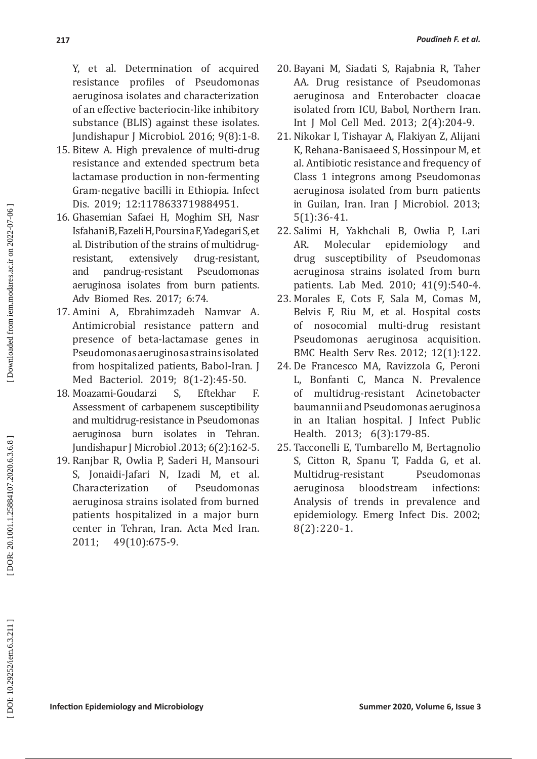Y, et al. Determination of acquired resistance profiles of Pseudomonas aeruginosa isolates and characterization of an effective bacteriocin-like inhibitory substance (BLIS) against these isolates. Jundishapur J Microbiol. 2016; 9(8):1-8.

15. Bitew A. High prevalence of multi-drug resistance and extended spectrum beta lactamase production in non-fermenting Gram-negative bacilli in Ethiopia. Infect Dis. 2019; 12:1178633719884951.
16. Ghasemian Safaei H, Moghim SH, Nasr Isfahani B, Fazeli H, Poursina F, Yadegari S, et al. Distribution of the strains of multidrug-resistant, extensively drug-resistant, and pandrug-resistant Pseudomonas aeruginosa isolates from burn patients. Adv Biomed Res. 2017; 6:74.
17. Amini A, Ebrahimzadeh Namvar A. Antimicrobial resistance pattern and presence of beta-lactamase genes in Pseudomonas aeruginosa strains isolated from hospitalized patients, Babol-Iran. J Med Bacteriol. 2019; 8(1-2):45-50.
18. Moazami-Goudarzi S, Eftekhar F. Assessment of carbapenem susceptibility and multidrug-resistance in Pseudomonas aeruginosa burn isolates in Tehran. Jundishapur J Microbiol .2013; 6(2):162-5.
19. Ranjbar R, Owlia P, Saderi H, Mansouri S, Jonaidi-Jafari N, Izadi M, et al. Characterization of Pseudomonas aeruginosa strains isolated from burned patients hospitalized in a major burn center in Tehran, Iran. Acta Med Iran. 2011; 49(10):675-9.
20. Bayani M, Siadati S, Rajabnia R, Taher AA. Drug resistance of Pseudomonas aeruginosa and Enterobacter cloacae isolated from ICU, Babol, Northern Iran. Int J Mol Cell Med. 2013; 2(4):204-9.
21. Nikokar I, Tishayar A, Flakiyan Z, Alijani K, Rehana-Banisaeed S, Hossinpour M, et al. Antibiotic resistance and frequency of Class 1 integrons among Pseudomonas aeruginosa isolated from burn patients in Guilan, Iran. Iran J Microbiol. 2013; 5(1):36-41.
22. Salimi H, Yakhchali B, Owlia P, Lari AR. Molecular epidemiology and drug susceptibility of Pseudomonas aeruginosa strains isolated from burn patients. Lab Med. 2010; 41(9):540-4.
23. Morales E, Cots F, Sala M, Comas M, Belvis F, Riu M, et al. Hospital costs of nosocomial multi-drug resistant Pseudomonas aeruginosa acquisition. BMC Health Serv Res. 2012; 12(1):122.
24. De Francesco MA, Ravizzola G, Peroni L, Bonfanti C, Manca N. Prevalence of multidrug-resistant Acinetobacter baumannii and Pseudomonas aeruginosa in an Italian hospital. J Infect Public Health. 2013; 6(3):179-85.
25. Tacconelli E, Tumbarello M, Bertagnolio S, Citton R, Spanu T, Fadda G, et al. Multidrug-resistant Pseudomonas aeruginosa bloodstream infections: Analysis of trends in prevalence and epidemiology. Emerg Infect Dis. 2002; 8(2):220-1.